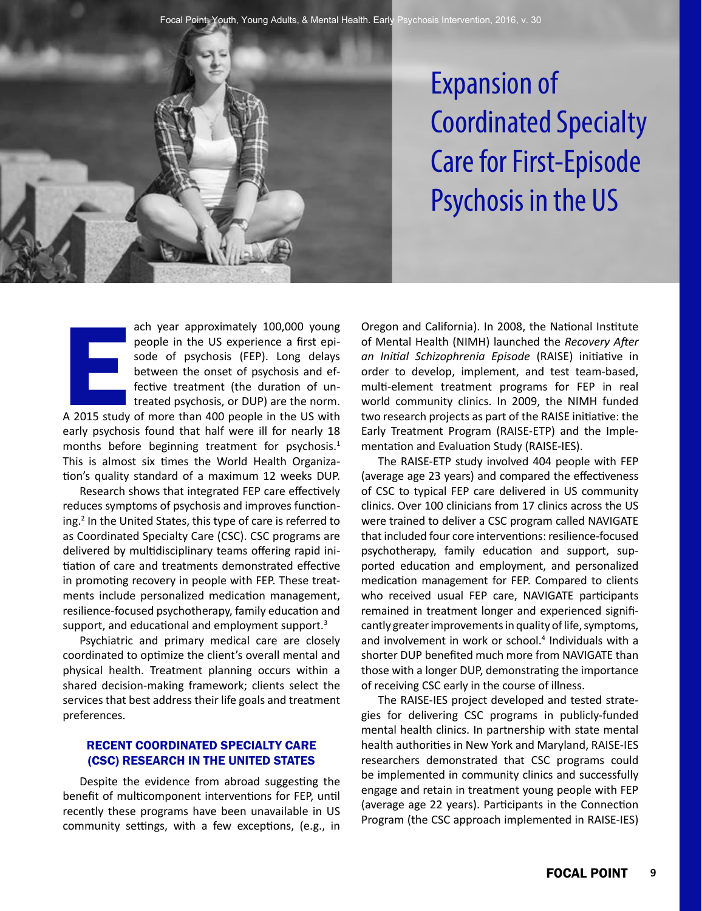# Expansion of Coordinated Specialty Care for First-Episode Psychosis in the US

Each year approximately 100,000 young people in the US experience a first episode of psychosis (FEP). Long delays between the onset of psychosis and effective treatment (the duration of untreated psychosis, or DUP) are the norm. A 2015 study of more than 400 people in the US with early psychosis found that half were ill for nearly 18 months before beginning treatment for psychosis.[1] This is almost six times the World Health Organization's quality standard of a maximum 12 weeks DUP.

Research shows that integrated FEP care effectively reduces symptoms of psychosis and improves functioning.[2] In the United States, this type of care is referred to as Coordinated Specialty Care (CSC). CSC programs are delivered by multidisciplinary teams offering rapid initiation of care and treatments demonstrated effective in promoting recovery in people with FEP. These treatments include personalized medication management, resilience-focused psychotherapy, family education and support, and educational and employment support.[3]

Psychiatric and primary medical care are closely coordinated to optimize the client's overall mental and physical health. Treatment planning occurs within a shared decision-making framework; clients select the services that best address their life goals and treatment preferences.

## RECENT COORDINATED SPECIALTY CARE (CSC) RESEARCH IN THE UNITED STATES

Despite the evidence from abroad suggesting the benefit of multicomponent interventions for FEP, until recently these programs have been unavailable in US community settings, with a few exceptions, (e.g., in Oregon and California). In 2008, the National Institute of Mental Health (NIMH) launched the *Recovery After an Initial Schizophrenia Episode* (RAISE) initiative in order to develop, implement, and test team-based, multi-element treatment programs for FEP in real world community clinics. In 2009, the NIMH funded two research projects as part of the RAISE initiative: the Early Treatment Program (RAISE-ETP) and the Implementation and Evaluation Study (RAISE-IES).

The RAISE-ETP study involved 404 people with FEP (average age 23 years) and compared the effectiveness of CSC to typical FEP care delivered in US community clinics. Over 100 clinicians from 17 clinics across the US were trained to deliver a CSC program called NAVIGATE that included four core interventions: resilience-focused psychotherapy, family education and support, supported education and employment, and personalized medication management for FEP. Compared to clients who received usual FEP care, NAVIGATE participants remained in treatment longer and experienced significantly greater improvements in quality of life, symptoms, and involvement in work or school.[4] Individuals with a shorter DUP benefited much more from NAVIGATE than those with a longer DUP, demonstrating the importance of receiving CSC early in the course of illness.

The RAISE-IES project developed and tested strategies for delivering CSC programs in publicly-funded mental health clinics. In partnership with state mental health authorities in New York and Maryland, RAISE-IES researchers demonstrated that CSC programs could be implemented in community clinics and successfully engage and retain in treatment young people with FEP (average age 22 years). Participants in the Connection Program (the CSC approach implemented in RAISE-IES)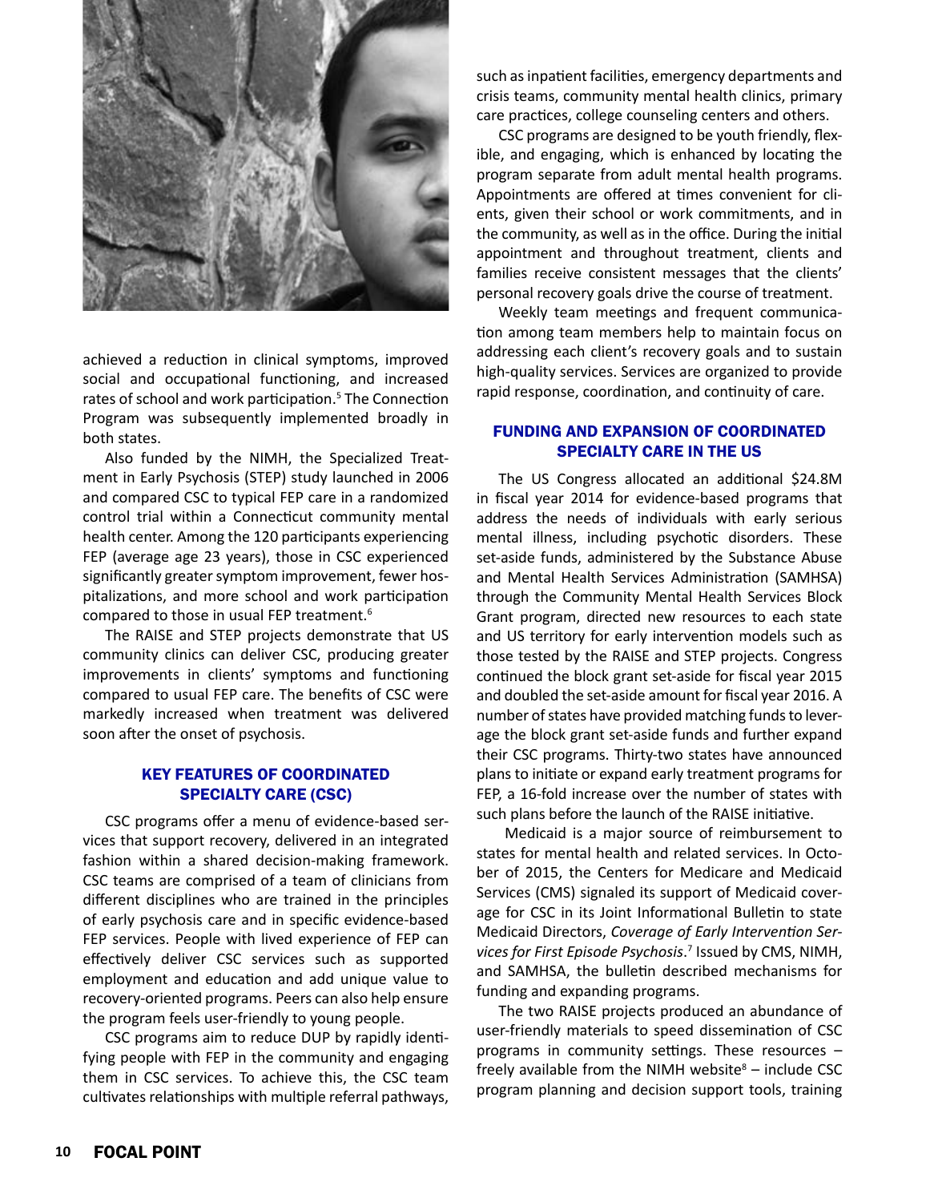achieved a reduction in clinical symptoms, improved social and occupational functioning, and increased rates of school and work participation.[5] The Connection Program was subsequently implemented broadly in both states.

Also funded by the NIMH, the Specialized Treatment in Early Psychosis (STEP) study launched in 2006 and compared CSC to typical FEP care in a randomized control trial within a Connecticut community mental health center. Among the 120 participants experiencing FEP (average age 23 years), those in CSC experienced significantly greater symptom improvement, fewer hospitalizations, and more school and work participation compared to those in usual FEP treatment.[6]

The RAISE and STEP projects demonstrate that US community clinics can deliver CSC, producing greater improvements in clients' symptoms and functioning compared to usual FEP care. The benefits of CSC were markedly increased when treatment was delivered soon after the onset of psychosis.

## KEY FEATURES OF COORDINATED SPECIALTY CARE (CSC)

CSC programs offer a menu of evidence-based services that support recovery, delivered in an integrated fashion within a shared decision-making framework. CSC teams are comprised of a team of clinicians from different disciplines who are trained in the principles of early psychosis care and in specific evidence-based FEP services. People with lived experience of FEP can effectively deliver CSC services such as supported employment and education and add unique value to recovery-oriented programs. Peers can also help ensure the program feels user-friendly to young people.

CSC programs aim to reduce DUP by rapidly identifying people with FEP in the community and engaging them in CSC services. To achieve this, the CSC team cultivates relationships with multiple referral pathways, such as inpatient facilities, emergency departments and crisis teams, community mental health clinics, primary care practices, college counseling centers and others.

CSC programs are designed to be youth friendly, flexible, and engaging, which is enhanced by locating the program separate from adult mental health programs. Appointments are offered at times convenient for clients, given their school or work commitments, and in the community, as well as in the office. During the initial appointment and throughout treatment, clients and families receive consistent messages that the clients' personal recovery goals drive the course of treatment.

Weekly team meetings and frequent communication among team members help to maintain focus on addressing each client's recovery goals and to sustain high-quality services. Services are organized to provide rapid response, coordination, and continuity of care.

## FUNDING AND EXPANSION OF COORDINATED SPECIALTY CARE IN THE US

The US Congress allocated an additional $24.8M in fiscal year 2014 for evidence-based programs that address the needs of individuals with early serious mental illness, including psychotic disorders. These set-aside funds, administered by the Substance Abuse and Mental Health Services Administration (SAMHSA) through the Community Mental Health Services Block Grant program, directed new resources to each state and US territory for early intervention models such as those tested by the RAISE and STEP projects. Congress continued the block grant set-aside for fiscal year 2015 and doubled the set-aside amount for fiscal year 2016. A number of states have provided matching funds to leverage the block grant set-aside funds and further expand their CSC programs. Thirty-two states have announced plans to initiate or expand early treatment programs for FEP, a 16-fold increase over the number of states with such plans before the launch of the RAISE initiative.

Medicaid is a major source of reimbursement to states for mental health and related services. In October of 2015, the Centers for Medicare and Medicaid Services (CMS) signaled its support of Medicaid coverage for CSC in its Joint Informational Bulletin to state Medicaid Directors, *Coverage of Early Intervention Services for First Episode Psychosis*.[7] Issued by CMS, NIMH, and SAMHSA, the bulletin described mechanisms for funding and expanding programs.

The two RAISE projects produced an abundance of user-friendly materials to speed dissemination of CSC programs in community settings. These resources – freely available from the NIMH website[8] – include CSC program planning and decision support tools, training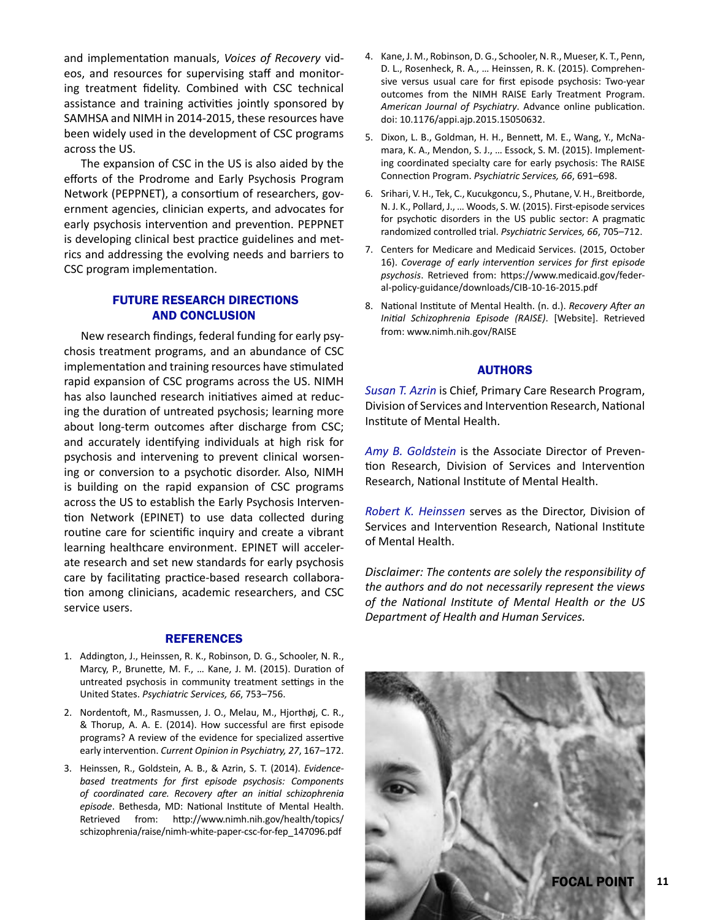and implementation manuals, *Voices of Recovery* videos, and resources for supervising staff and monitoring treatment fidelity. Combined with CSC technical assistance and training activities jointly sponsored by SAMHSA and NIMH in 2014-2015, these resources have been widely used in the development of CSC programs across the US.

The expansion of CSC in the US is also aided by the efforts of the Prodrome and Early Psychosis Program Network (PEPPNET), a consortium of researchers, government agencies, clinician experts, and advocates for early psychosis intervention and prevention. PEPPNET is developing clinical best practice guidelines and metrics and addressing the evolving needs and barriers to CSC program implementation.

## FUTURE RESEARCH DIRECTIONS AND CONCLUSION

New research findings, federal funding for early psychosis treatment programs, and an abundance of CSC implementation and training resources have stimulated rapid expansion of CSC programs across the US. NIMH has also launched research initiatives aimed at reducing the duration of untreated psychosis; learning more about long-term outcomes after discharge from CSC; and accurately identifying individuals at high risk for psychosis and intervening to prevent clinical worsening or conversion to a psychotic disorder. Also, NIMH is building on the rapid expansion of CSC programs across the US to establish the Early Psychosis Intervention Network (EPINET) to use data collected during routine care for scientific inquiry and create a vibrant learning healthcare environment. EPINET will accelerate research and set new standards for early psychosis care by facilitating practice-based research collaboration among clinicians, academic researchers, and CSC service users.

## REFERENCES

1. Addington, J., Heinssen, R. K., Robinson, D. G., Schooler, N. R., Marcy, P., Brunette, M. F., … Kane, J. M. (2015). Duration of untreated psychosis in community treatment settings in the United States. *Psychiatric Services, 66*, 753–756.
2. Nordentoft, M., Rasmussen, J. O., Melau, M., Hjorthøj, C. R., & Thorup, A. A. E. (2014). How successful are first episode programs? A review of the evidence for specialized assertive early intervention. *Current Opinion in Psychiatry, 27*, 167–172.
3. Heinssen, R., Goldstein, A. B., & Azrin, S. T. (2014). *Evidence-based treatments for first episode psychosis: Components of coordinated care. Recovery after an initial schizophrenia episode*. Bethesda, MD: National Institute of Mental Health. Retrieved from: http://www.nimh.nih.gov/health/topics/schizophrenia/raise/nimh-white-paper-csc-for-fep_147096.pdf
4. Kane, J. M., Robinson, D. G., Schooler, N. R., Mueser, K. T., Penn, D. L., Rosenheck, R. A., … Heinssen, R. K. (2015). Comprehensive versus usual care for first episode psychosis: Two-year outcomes from the NIMH RAISE Early Treatment Program. *American Journal of Psychiatry*. Advance online publication. doi: 10.1176/appi.ajp.2015.15050632.
5. Dixon, L. B., Goldman, H. H., Bennett, M. E., Wang, Y., McNamara, K. A., Mendon, S. J., … Essock, S. M. (2015). Implementing coordinated specialty care for early psychosis: The RAISE Connection Program. *Psychiatric Services, 66*, 691–698.
6. Srihari, V. H., Tek, C., Kucukgoncu, S., Phutane, V. H., Breitborde, N. J. K., Pollard, J., … Woods, S. W. (2015). First-episode services for psychotic disorders in the US public sector: A pragmatic randomized controlled trial. *Psychiatric Services, 66*, 705–712.
7. Centers for Medicare and Medicaid Services. (2015, October 16). *Coverage of early intervention services for first episode psychosis*. Retrieved from: https://www.medicaid.gov/federal-policy-guidance/downloads/CIB-10-16-2015.pdf
8. National Institute of Mental Health. (n. d.). *Recovery After an Initial Schizophrenia Episode (RAISE)*. [Website]. Retrieved from: www.nimh.nih.gov/RAISE

## AUTHORS

*Susan T. Azrin* is Chief, Primary Care Research Program, Division of Services and Intervention Research, National Institute of Mental Health.

*Amy B. Goldstein* is the Associate Director of Prevention Research, Division of Services and Intervention Research, National Institute of Mental Health.

*Robert K. Heinssen* serves as the Director, Division of Services and Intervention Research, National Institute of Mental Health.

*Disclaimer: The contents are solely the responsibility of the authors and do not necessarily represent the views of the National Institute of Mental Health or the US Department of Health and Human Services.*